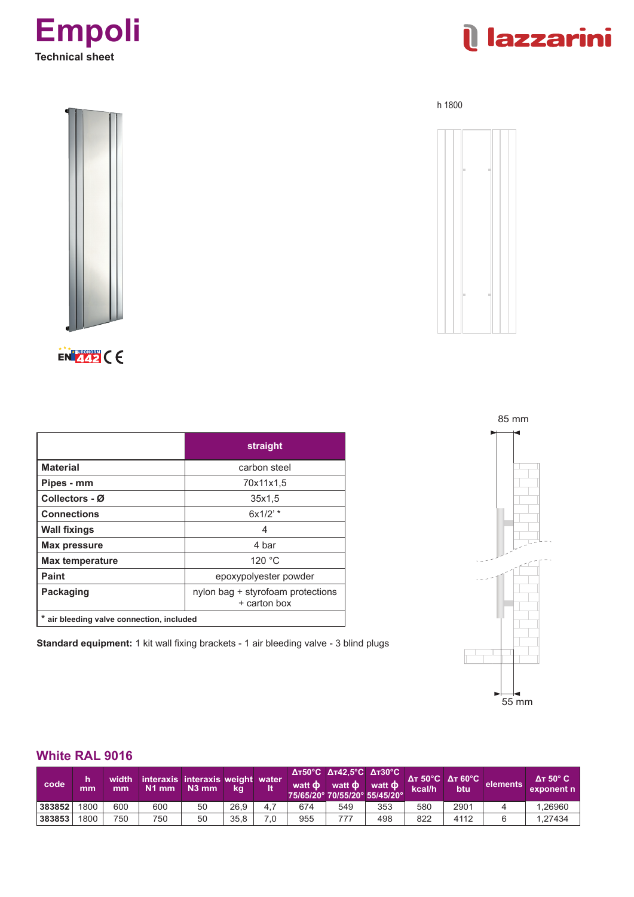# Empoli

**Technical sheet**

lazzarini

h 1800

85 mm

55 mm

| | straight |
|---|---|
| **Material** | carbon steel |
| **Pipes - mm** | 70x11x1,5 |
| **Collectors - Ø** | 35x1,5 |
| **Connections** | 6x1/2' * |
| **Wall fixings** | 4 |
| **Max pressure** | 4 bar |
| **Max temperature** | 120 °C |
| **Paint** | epoxypolyester powder |
| **Packaging** | nylon bag + styrofoam protections + carton box |

\* air bleeding valve connection, included

**Standard equipment:** 1 kit wall fixing brackets - 1 air bleeding valve - 3 blind plugs

## White RAL 9016

| code | h mm | width mm | interaxis N1 mm | interaxis N3 mm | weight kg | water lt | ΔT50°C watt Φ 75/65/20° | ΔT42,5°C watt Φ 70/55/20° | ΔT30°C watt Φ 55/45/20° | ΔT 50°C kcal/h | ΔT 60°C btu | elements | ΔT 50° C exponent n |
|---|---|---|---|---|---|---|---|---|---|---|---|---|---|
| **383852** | 1800 | 600 | 600 | 50 | 26,9 | 4,7 | 674 | 549 | 353 | 580 | 2901 | 4 | 1,26960 |
| **383853** | 1800 | 750 | 750 | 50 | 35,8 | 7,0 | 955 | 777 | 498 | 822 | 4112 | 6 | 1,27434 |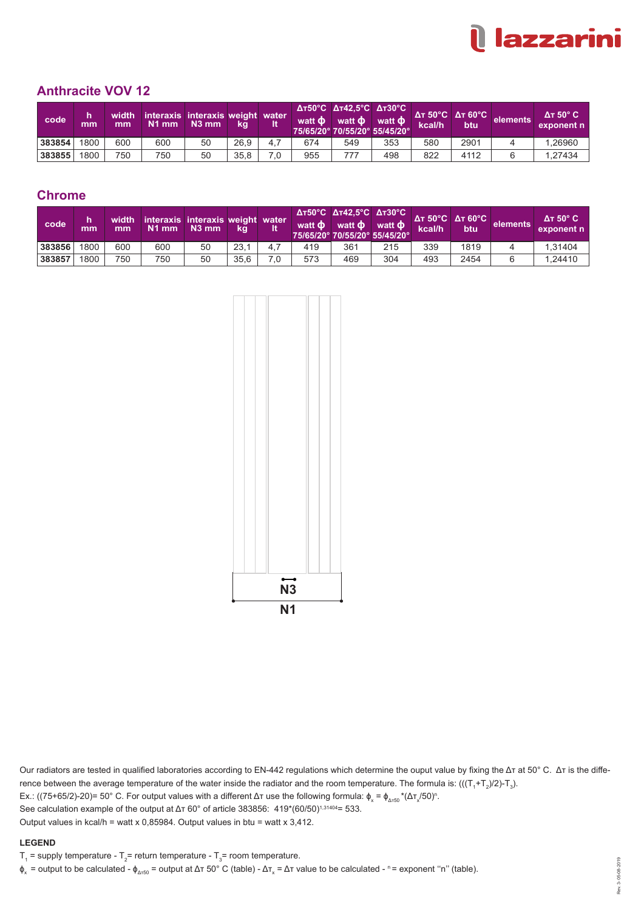## Anthracite VOV 12

| code | h mm | width mm | interaxis N1 mm | interaxis N3 mm | weight kg | water lt | ΔT50°C watt Φ 75/65/20° | ΔT42,5°C watt Φ 70/55/20° | ΔT30°C watt Φ 55/45/20° | ΔT 50°C kcal/h | ΔT 60°C btu | elements | ΔT 50° C exponent n |
|---|---|---|---|---|---|---|---|---|---|---|---|---|---|
| **383854** | 1800 | 600 | 600 | 50 | 26,9 | 4,7 | 674 | 549 | 353 | 580 | 2901 | 4 | 1,26960 |
| **383855** | 1800 | 750 | 750 | 50 | 35,8 | 7,0 | 955 | 777 | 498 | 822 | 4112 | 6 | 1,27434 |

## Chrome

| code | h mm | width mm | interaxis N1 mm | interaxis N3 mm | weight kg | water lt | ΔT50°C watt Φ 75/65/20° | ΔT42,5°C watt Φ 70/55/20° | ΔT30°C watt Φ 55/45/20° | ΔT 50°C kcal/h | ΔT 60°C btu | elements | ΔT 50° C exponent n |
|---|---|---|---|---|---|---|---|---|---|---|---|---|---|
| **383856** | 1800 | 600 | 600 | 50 | 23,1 | 4,7 | 419 | 361 | 215 | 339 | 1819 | 4 | 1,31404 |
| **383857** | 1800 | 750 | 750 | 50 | 35,6 | 7,0 | 573 | 469 | 304 | 493 | 2454 | 6 | 1,24410 |

N3

N1

Our radiators are tested in qualified laboratories according to EN-442 regulations which determine the ouput value by fixing the ΔT at 50° C. ΔT is the difference between the average temperature of the water inside the radiator and the room temperature. The formula is: $(((T_1+T_2)/2)-T_3)$.

Ex.: ((75+65/2)-20)= 50° C. For output values with a different ΔT use the following formula: $\phi_x = \phi_{\Delta T50} * (\Delta T_x/50)^n$.

See calculation example of the output at ΔT 60° of article 383856: $419*(60/50)^{1,31404}$= 533.

Output values in kcal/h = watt x 0,85984. Output values in btu = watt x 3,412.

### LEGEND

$T_1$ = supply temperature - $T_2$= return temperature - $T_3$= room temperature.

$\phi_x$ = output to be calculated - $\phi_{\Delta T50}$ = output at ΔT 50° C (table) - $\Delta T_x$ = ΔT value to be calculated - $^n$ = exponent "n" (table).

Rev. 3- 05-08-2019